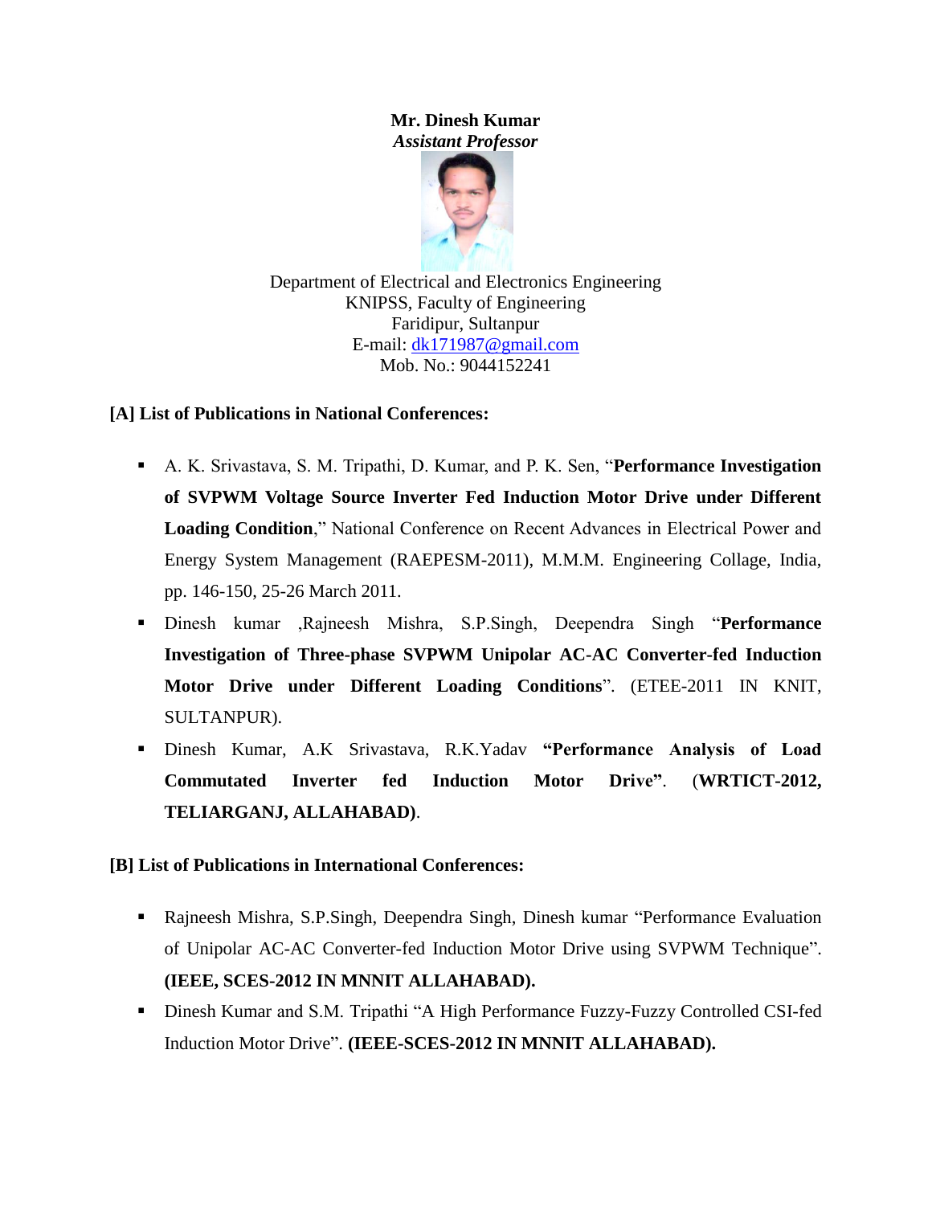**Mr. Dinesh Kumar**
***Assistant Professor***

Department of Electrical and Electronics Engineering
KNIPSS, Faculty of Engineering
Faridipur, Sultanpur
E-mail: dk171987@gmail.com
Mob. No.: 9044152241

**[A] List of Publications in National Conferences:**

- A. K. Srivastava, S. M. Tripathi, D. Kumar, and P. K. Sen, "**Performance Investigation of SVPWM Voltage Source Inverter Fed Induction Motor Drive under Different Loading Condition**," National Conference on Recent Advances in Electrical Power and Energy System Management (RAEPESM-2011), M.M.M. Engineering Collage, India, pp. 146-150, 25-26 March 2011.
- Dinesh kumar ,Rajneesh Mishra, S.P.Singh, Deependra Singh "**Performance Investigation of Three-phase SVPWM Unipolar AC-AC Converter-fed Induction Motor Drive under Different Loading Conditions**". (ETEE-2011 IN KNIT, SULTANPUR).
- Dinesh Kumar, A.K Srivastava, R.K.Yadav **"Performance Analysis of Load Commutated Inverter fed Induction Motor Drive"**. (**WRTICT-2012, TELIARGANJ, ALLAHABAD)**.

**[B] List of Publications in International Conferences:**

- Rajneesh Mishra, S.P.Singh, Deependra Singh, Dinesh kumar "Performance Evaluation of Unipolar AC-AC Converter-fed Induction Motor Drive using SVPWM Technique". **(IEEE, SCES-2012 IN MNNIT ALLAHABAD).**
- Dinesh Kumar and S.M. Tripathi "A High Performance Fuzzy-Fuzzy Controlled CSI-fed Induction Motor Drive". **(IEEE-SCES-2012 IN MNNIT ALLAHABAD).**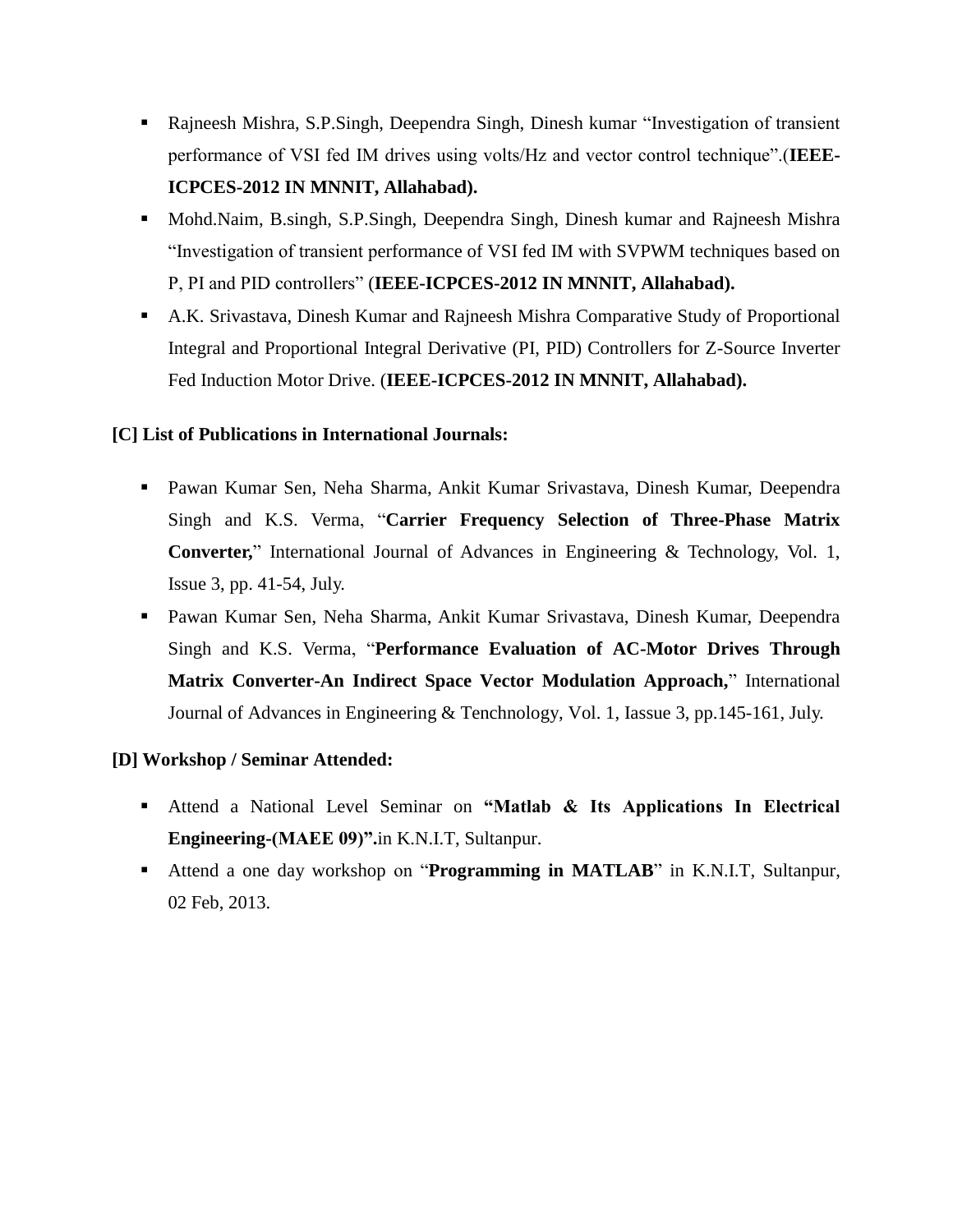- Rajneesh Mishra, S.P.Singh, Deependra Singh, Dinesh kumar "Investigation of transient performance of VSI fed IM drives using volts/Hz and vector control technique".(**IEEE-ICPCES-2012 IN MNNIT, Allahabad).**
- Mohd.Naim, B.singh, S.P.Singh, Deependra Singh, Dinesh kumar and Rajneesh Mishra "Investigation of transient performance of VSI fed IM with SVPWM techniques based on P, PI and PID controllers" (**IEEE-ICPCES-2012 IN MNNIT, Allahabad).**
- A.K. Srivastava, Dinesh Kumar and Rajneesh Mishra Comparative Study of Proportional Integral and Proportional Integral Derivative (PI, PID) Controllers for Z-Source Inverter Fed Induction Motor Drive. (**IEEE-ICPCES-2012 IN MNNIT, Allahabad).**

**[C] List of Publications in International Journals:**

- Pawan Kumar Sen, Neha Sharma, Ankit Kumar Srivastava, Dinesh Kumar, Deependra Singh and K.S. Verma, "**Carrier Frequency Selection of Three-Phase Matrix Converter,**" International Journal of Advances in Engineering & Technology, Vol. 1, Issue 3, pp. 41-54, July.
- Pawan Kumar Sen, Neha Sharma, Ankit Kumar Srivastava, Dinesh Kumar, Deependra Singh and K.S. Verma, "**Performance Evaluation of AC-Motor Drives Through Matrix Converter-An Indirect Space Vector Modulation Approach,**" International Journal of Advances in Engineering & Tenchnology, Vol. 1, Iassue 3, pp.145-161, July.

**[D] Workshop / Seminar Attended:**

- Attend a National Level Seminar on **"Matlab & Its Applications In Electrical Engineering-(MAEE 09)".**in K.N.I.T, Sultanpur.
- Attend a one day workshop on "**Programming in MATLAB**" in K.N.I.T, Sultanpur, 02 Feb, 2013.